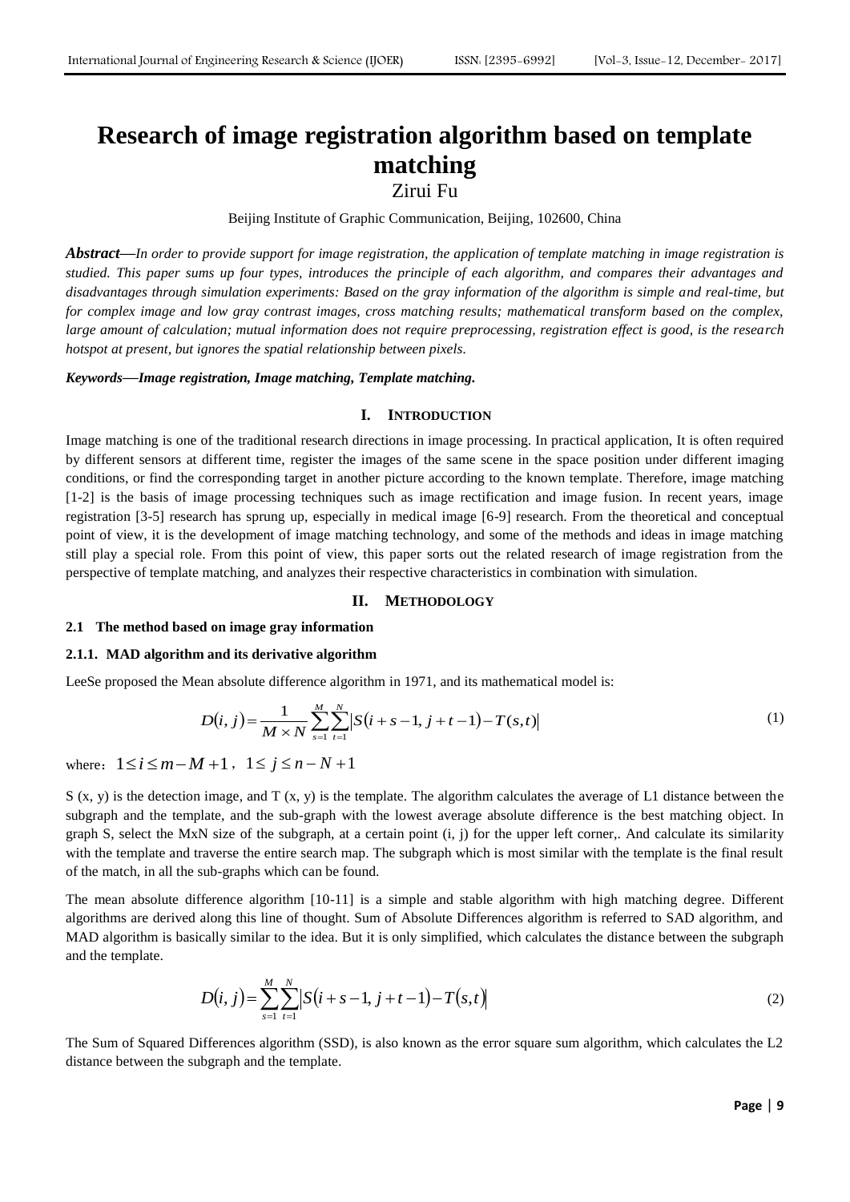# Research of image registration algorithm based on template matching

Zirui Fu

Beijing Institute of Graphic Communication, Beijing, 102600, China

***Abstract*—*In order to provide support for image registration, the application of template matching in image registration is studied. This paper sums up four types, introduces the principle of each algorithm, and compares their advantages and disadvantages through simulation experiments: Based on the gray information of the algorithm is simple and real-time, but for complex image and low gray contrast images, cross matching results; mathematical transform based on the complex, large amount of calculation; mutual information does not require preprocessing, registration effect is good, is the research hotspot at present, but ignores the spatial relationship between pixels.***

***Keywords*—*Image registration, Image matching, Template matching.***

## I. INTRODUCTION

Image matching is one of the traditional research directions in image processing. In practical application, It is often required by different sensors at different time, register the images of the same scene in the space position under different imaging conditions, or find the corresponding target in another picture according to the known template. Therefore, image matching [1-2] is the basis of image processing techniques such as image rectification and image fusion. In recent years, image registration [3-5] research has sprung up, especially in medical image [6-9] research. From the theoretical and conceptual point of view, it is the development of image matching technology, and some of the methods and ideas in image matching still play a special role. From this point of view, this paper sorts out the related research of image registration from the perspective of template matching, and analyzes their respective characteristics in combination with simulation.

## II. METHODOLOGY

### 2.1 The method based on image gray information

#### 2.1.1. MAD algorithm and its derivative algorithm

LeeSe proposed the Mean absolute difference algorithm in 1971, and its mathematical model is:

$$D(i,j)=\frac{1}{M\times N}\sum_{s=1}^{M}\sum_{t=1}^{N}\left|S(i+s-1,j+t-1)-T(s,t)\right| \tag{1}$$

where： $1\le i\le m-M+1$， $1\le j\le n-N+1$

S (x, y) is the detection image, and T (x, y) is the template. The algorithm calculates the average of L1 distance between the subgraph and the template, and the sub-graph with the lowest average absolute difference is the best matching object. In graph S, select the MxN size of the subgraph, at a certain point (i, j) for the upper left corner,. And calculate its similarity with the template and traverse the entire search map. The subgraph which is most similar with the template is the final result of the match, in all the sub-graphs which can be found.

The mean absolute difference algorithm [10-11] is a simple and stable algorithm with high matching degree. Different algorithms are derived along this line of thought. Sum of Absolute Differences algorithm is referred to SAD algorithm, and MAD algorithm is basically similar to the idea. But it is only simplified, which calculates the distance between the subgraph and the template.

$$D(i,j)=\sum_{s=1}^{M}\sum_{t=1}^{N}\left|S(i+s-1,j+t-1)-T(s,t)\right| \tag{2}$$

The Sum of Squared Differences algorithm (SSD), is also known as the error square sum algorithm, which calculates the L2 distance between the subgraph and the template.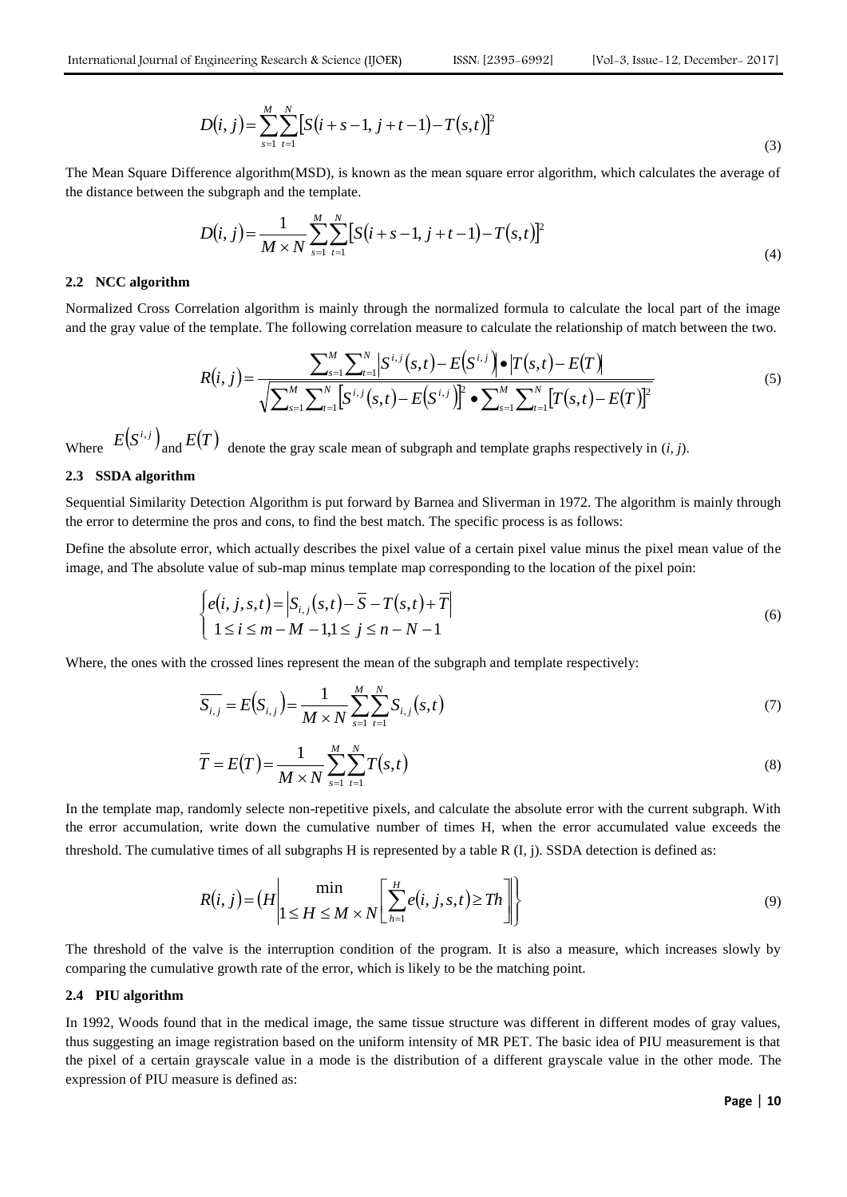$$D(i,j)=\sum_{s=1}^{M}\sum_{t=1}^{N}\left[S(i+s-1,j+t-1)-T(s,t)\right]^2 \tag{3}$$

The Mean Square Difference algorithm(MSD), is known as the mean square error algorithm, which calculates the average of the distance between the subgraph and the template.

$$D(i,j)=\frac{1}{M\times N}\sum_{s=1}^{M}\sum_{t=1}^{N}\left[S(i+s-1,j+t-1)-T(s,t)\right]^2 \tag{4}$$

### 2.2 NCC algorithm

Normalized Cross Correlation algorithm is mainly through the normalized formula to calculate the local part of the image and the gray value of the template. The following correlation measure to calculate the relationship of match between the two.

$$R(i,j)=\frac{\sum_{s=1}^{M}\sum_{t=1}^{N}\left|S^{i,j}(s,t)-E\left(S^{i,j}\right)\right|\bullet\left|T(s,t)-E(T)\right|}{\sqrt{\sum_{s=1}^{M}\sum_{t=1}^{N}\left[S^{i,j}(s,t)-E\left(S^{i,j}\right)\right]^2\bullet\sum_{s=1}^{M}\sum_{t=1}^{N}\left[T(s,t)-E(T)\right]^2}} \tag{5}$$

Where $E\left(S^{i,j}\right)$ and $E(T)$ denote the gray scale mean of subgraph and template graphs respectively in (*i, j*).

### 2.3 SSDA algorithm

Sequential Similarity Detection Algorithm is put forward by Barnea and Sliverman in 1972. The algorithm is mainly through the error to determine the pros and cons, to find the best match. The specific process is as follows:

Define the absolute error, which actually describes the pixel value of a certain pixel value minus the pixel mean value of the image, and The absolute value of sub-map minus template map corresponding to the location of the pixel poin:

$$\begin{cases} e(i,j,s,t)=\left|S_{i,j}(s,t)-\overline{S}-T(s,t)+\overline{T}\right| \\ 1\le i\le m-M-1,1\le j\le n-N-1 \end{cases} \tag{6}$$

Where, the ones with the crossed lines represent the mean of the subgraph and template respectively:

$$\overline{S_{i,j}}=E\left(S_{i,j}\right)=\frac{1}{M\times N}\sum_{s=1}^{M}\sum_{t=1}^{N}S_{i,j}(s,t) \tag{7}$$

$$\overline{T}=E(T)=\frac{1}{M\times N}\sum_{s=1}^{M}\sum_{t=1}^{N}T(s,t) \tag{8}$$

In the template map, randomly selecte non-repetitive pixels, and calculate the absolute error with the current subgraph. With the error accumulation, write down the cumulative number of times H, when the error accumulated value exceeds the threshold. The cumulative times of all subgraphs H is represented by a table R (I, j). SSDA detection is defined as:

$$R(i,j)=\left(H\left|\begin{matrix}\min\\ 1\le H\le M\times N\end{matrix}\left[\sum_{h=1}^{H}e(i,j,s,t)\ge Th\right]\right.\right\} \tag{9}$$

The threshold of the valve is the interruption condition of the program. It is also a measure, which increases slowly by comparing the cumulative growth rate of the error, which is likely to be the matching point.

### 2.4 PIU algorithm

In 1992, Woods found that in the medical image, the same tissue structure was different in different modes of gray values, thus suggesting an image registration based on the uniform intensity of MR PET. The basic idea of PIU measurement is that the pixel of a certain grayscale value in a mode is the distribution of a different grayscale value in the other mode. The expression of PIU measure is defined as: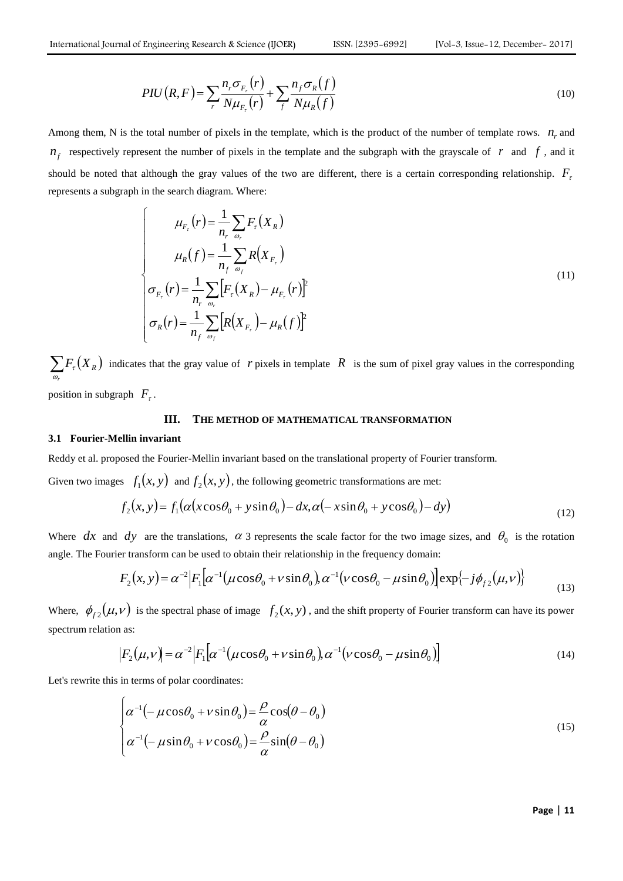$$PIU(R,F) = \sum_r \frac{n_r \sigma_{F_\tau}(r)}{N\mu_{F_\tau}(r)} + \sum_f \frac{n_f \sigma_R(f)}{N\mu_R(f)} \tag{10}$$

Among them, N is the total number of pixels in the template, which is the product of the number of template rows. $n_r$ and $n_f$ respectively represent the number of pixels in the template and the subgraph with the grayscale of $r$ and $f$, and it should be noted that although the gray values of the two are different, there is a certain corresponding relationship. $F_\tau$ represents a subgraph in the search diagram. Where:

$$\begin{cases} \mu_{F_\tau}(r) = \dfrac{1}{n_r} \sum\limits_{\omega_r} F_\tau(X_R) \\ \mu_R(f) = \dfrac{1}{n_f} \sum\limits_{\omega_f} R(X_{F_\tau}) \\ \sigma_{F_\tau}(r) = \dfrac{1}{n_r} \sum\limits_{\omega_r} \left[F_\tau(X_R) - \mu_{F_\tau}(r)\right]^2 \\ \sigma_R(r) = \dfrac{1}{n_f} \sum\limits_{\omega_f} \left[R(X_{F_\tau}) - \mu_R(f)\right]^2 \end{cases} \tag{11}$$

$\sum\limits_{\omega_r} F_\tau(X_R)$ indicates that the gray value of $r$ pixels in template $R$ is the sum of pixel gray values in the corresponding position in subgraph $F_\tau$.

## III. THE METHOD OF MATHEMATICAL TRANSFORMATION

### 3.1 Fourier-Mellin invariant

Reddy et al. proposed the Fourier-Mellin invariant based on the translational property of Fourier transform.

Given two images $f_1(x,y)$ and $f_2(x,y)$, the following geometric transformations are met:

$$f_2(x,y) = f_1(\alpha(x\cos\theta_0 + y\sin\theta_0) - dx, \alpha(-x\sin\theta_0 + y\cos\theta_0) - dy) \tag{12}$$

Where $dx$ and $dy$ are the translations, $\alpha$ 3 represents the scale factor for the two image sizes, and $\theta_0$ is the rotation angle. The Fourier transform can be used to obtain their relationship in the frequency domain:

$$F_2(x,y) = \alpha^{-2} \left|F_1\left[\alpha^{-1}(\mu\cos\theta_0 + \nu\sin\theta_0), \alpha^{-1}(\nu\cos\theta_0 - \mu\sin\theta_0)\right]\right| \exp\{-j\phi_{f2}(\mu,\nu)\} \tag{13}$$

Where, $\phi_{f2}(\mu,\nu)$ is the spectral phase of image $f_2(x,y)$, and the shift property of Fourier transform can have its power spectrum relation as:

$$|F_2(\mu,\nu)| = \alpha^{-2} \left|F_1\left[\alpha^{-1}(\mu\cos\theta_0 + \nu\sin\theta_0), \alpha^{-1}(\nu\cos\theta_0 - \mu\sin\theta_0)\right]\right| \tag{14}$$

Let's rewrite this in terms of polar coordinates:

$$\begin{cases} \alpha^{-1}(-\mu\cos\theta_0 + \nu\sin\theta_0) = \dfrac{\rho}{\alpha}\cos(\theta - \theta_0) \\ \alpha^{-1}(-\mu\sin\theta_0 + \nu\cos\theta_0) = \dfrac{\rho}{\alpha}\sin(\theta - \theta_0) \end{cases} \tag{15}$$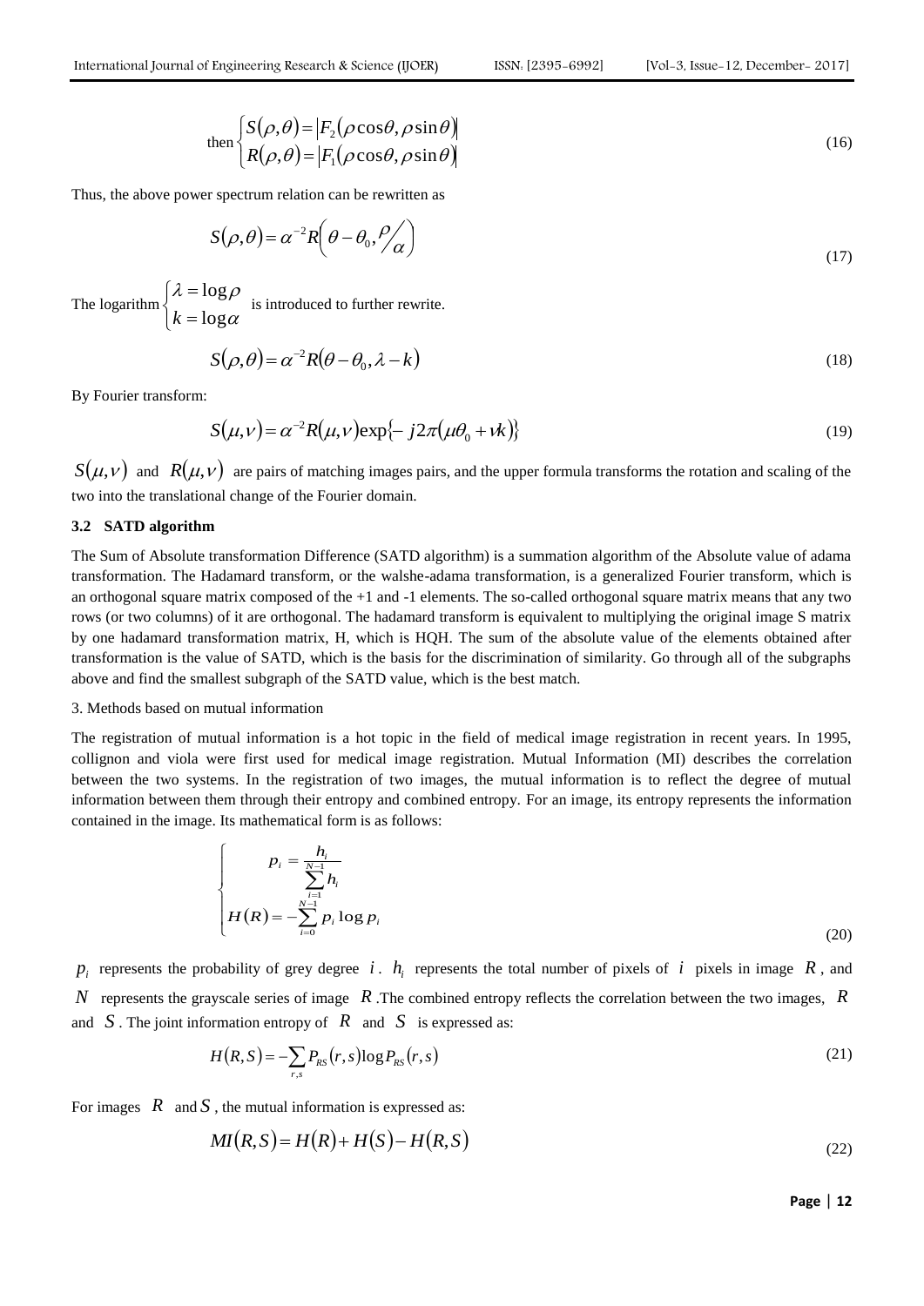$$\text{then}\begin{cases} S(\rho,\theta) = |F_2(\rho\cos\theta, \rho\sin\theta)| \\ R(\rho,\theta) = |F_1(\rho\cos\theta, \rho\sin\theta)| \end{cases} \tag{16}$$

Thus, the above power spectrum relation can be rewritten as

$$S(\rho,\theta) = \alpha^{-2} R\left(\theta - \theta_0, \rho/\alpha\right) \tag{17}$$

The logarithm $\begin{cases} \lambda = \log\rho \\ k = \log\alpha \end{cases}$ is introduced to further rewrite.

$$S(\rho,\theta) = \alpha^{-2} R(\theta - \theta_0, \lambda - k) \tag{18}$$

By Fourier transform:

$$S(\mu,\nu) = \alpha^{-2} R(\mu,\nu)\exp\{-j2\pi(\mu\theta_0 + \nu k)\} \tag{19}$$

$S(\mu,\nu)$ and $R(\mu,\nu)$ are pairs of matching images pairs, and the upper formula transforms the rotation and scaling of the two into the translational change of the Fourier domain.

### 3.2 SATD algorithm

The Sum of Absolute transformation Difference (SATD algorithm) is a summation algorithm of the Absolute value of adama transformation. The Hadamard transform, or the walshe-adama transformation, is a generalized Fourier transform, which is an orthogonal square matrix composed of the +1 and -1 elements. The so-called orthogonal square matrix means that any two rows (or two columns) of it are orthogonal. The hadamard transform is equivalent to multiplying the original image S matrix by one hadamard transformation matrix, H, which is HQH. The sum of the absolute value of the elements obtained after transformation is the value of SATD, which is the basis for the discrimination of similarity. Go through all of the subgraphs above and find the smallest subgraph of the SATD value, which is the best match.

3. Methods based on mutual information

The registration of mutual information is a hot topic in the field of medical image registration in recent years. In 1995, collignon and viola were first used for medical image registration. Mutual Information (MI) describes the correlation between the two systems. In the registration of two images, the mutual information is to reflect the degree of mutual information between them through their entropy and combined entropy. For an image, its entropy represents the information contained in the image. Its mathematical form is as follows:

$$\begin{cases} p_i = \dfrac{h_i}{\sum_{i=1}^{N-1} h_i} \\ H(R) = -\sum_{i=0}^{N-1} p_i \log p_i \end{cases} \tag{20}$$

$p_i$ represents the probability of grey degree $i$. $h_i$ represents the total number of pixels of $i$ pixels in image $R$, and $N$ represents the grayscale series of image $R$. The combined entropy reflects the correlation between the two images, $R$ and $S$. The joint information entropy of $R$ and $S$ is expressed as:

$$H(R,S) = -\sum_{r,s} P_{RS}(r,s)\log P_{RS}(r,s) \tag{21}$$

For images $R$ and $S$, the mutual information is expressed as:

$$MI(R,S) = H(R) + H(S) - H(R,S) \tag{22}$$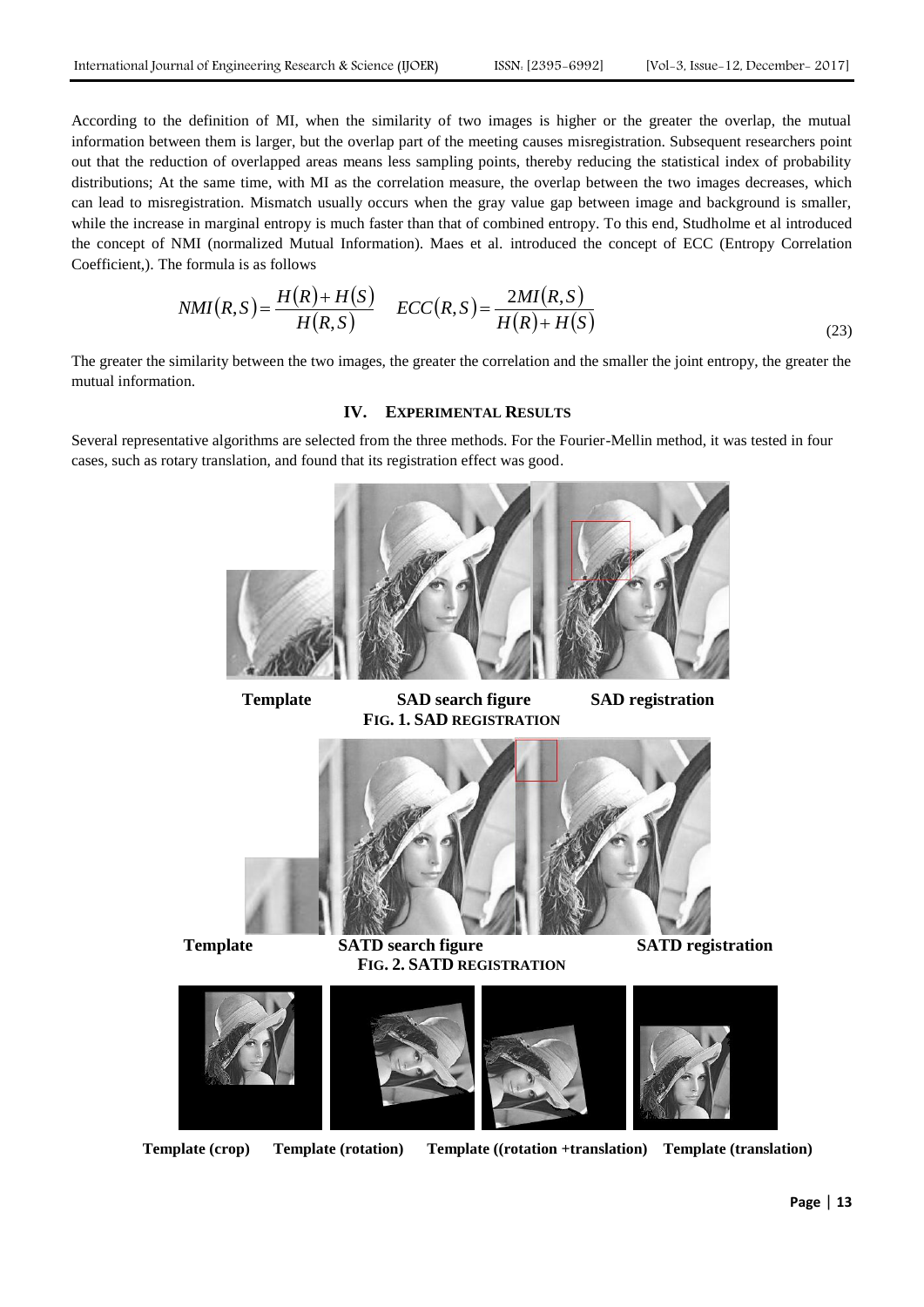According to the definition of MI, when the similarity of two images is higher or the greater the overlap, the mutual information between them is larger, but the overlap part of the meeting causes misregistration. Subsequent researchers point out that the reduction of overlapped areas means less sampling points, thereby reducing the statistical index of probability distributions; At the same time, with MI as the correlation measure, the overlap between the two images decreases, which can lead to misregistration. Mismatch usually occurs when the gray value gap between image and background is smaller, while the increase in marginal entropy is much faster than that of combined entropy. To this end, Studholme et al introduced the concept of NMI (normalized Mutual Information). Maes et al. introduced the concept of ECC (Entropy Correlation Coefficient,). The formula is as follows

$$NMI(R,S)=\frac{H(R)+H(S)}{H(R,S)} \quad ECC(R,S)=\frac{2MI(R,S)}{H(R)+H(S)} \tag{23}$$

The greater the similarity between the two images, the greater the correlation and the smaller the joint entropy, the greater the mutual information.

## IV. EXPERIMENTAL RESULTS

Several representative algorithms are selected from the three methods. For the Fourier-Mellin method, it was tested in four cases, such as rotary translation, and found that its registration effect was good.

**Template** **SAD search figure** **SAD registration**

**FIG. 1. SAD REGISTRATION**

**Template** **SATD search figure** **SATD registration**

**FIG. 2. SATD REGISTRATION**

**Template (crop)** **Template (rotation)** **Template ((rotation +translation)** **Template (translation)**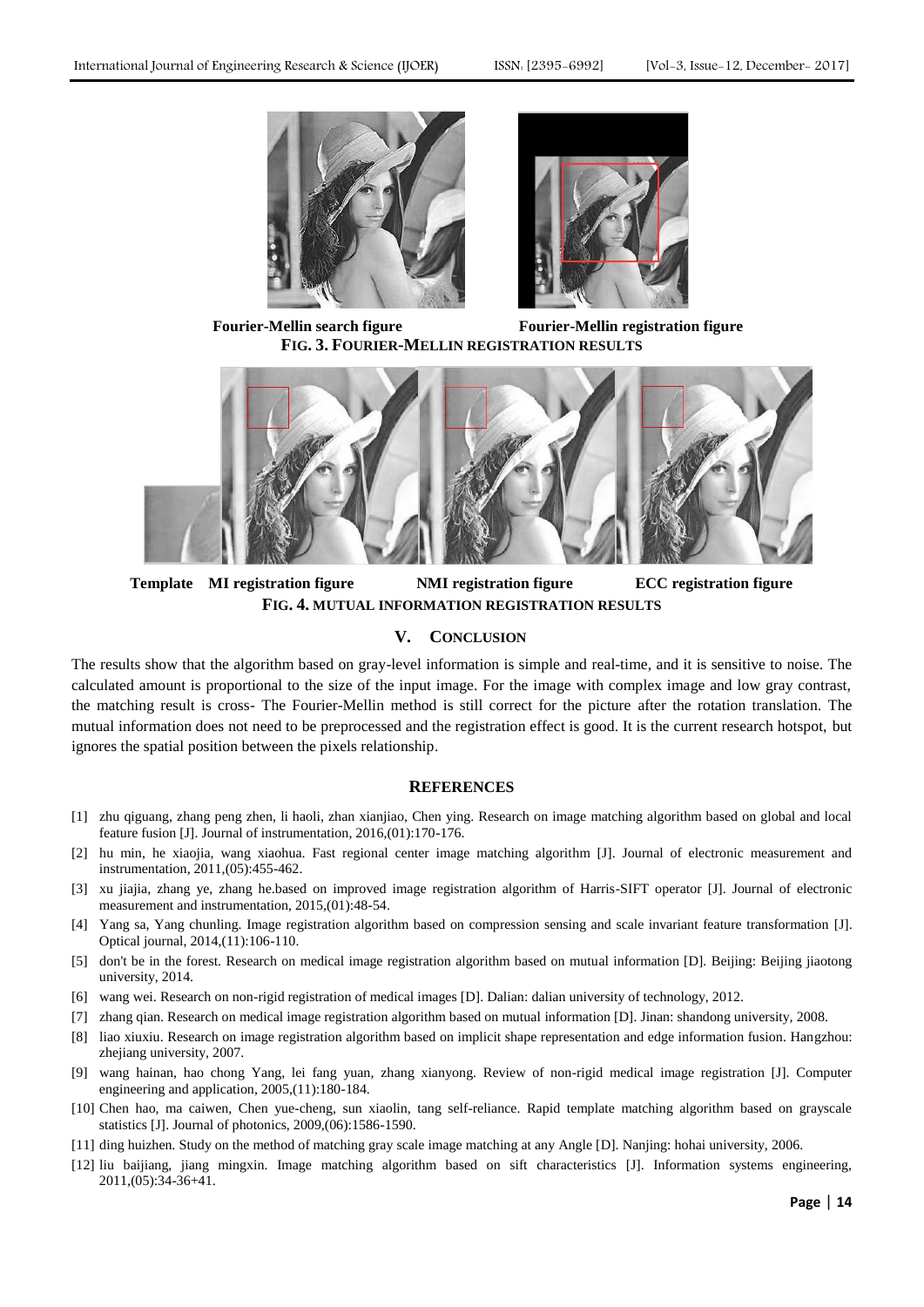Fourier-Mellin search figure Fourier-Mellin registration figure

**FIG. 3. FOURIER-MELLIN REGISTRATION RESULTS**

Template MI registration figure NMI registration figure ECC registration figure

**FIG. 4. MUTUAL INFORMATION REGISTRATION RESULTS**

## V. CONCLUSION

The results show that the algorithm based on gray-level information is simple and real-time, and it is sensitive to noise. The calculated amount is proportional to the size of the input image. For the image with complex image and low gray contrast, the matching result is cross- The Fourier-Mellin method is still correct for the picture after the rotation translation. The mutual information does not need to be preprocessed and the registration effect is good. It is the current research hotspot, but ignores the spatial position between the pixels relationship.

## REFERENCES

[1] zhu qiguang, zhang peng zhen, li haoli, zhan xianjiao, Chen ying. Research on image matching algorithm based on global and local feature fusion [J]. Journal of instrumentation, 2016,(01):170-176.

[2] hu min, he xiaojia, wang xiaohua. Fast regional center image matching algorithm [J]. Journal of electronic measurement and instrumentation, 2011,(05):455-462.

[3] xu jiajia, zhang ye, zhang he.based on improved image registration algorithm of Harris-SIFT operator [J]. Journal of electronic measurement and instrumentation, 2015,(01):48-54.

[4] Yang sa, Yang chunling. Image registration algorithm based on compression sensing and scale invariant feature transformation [J]. Optical journal, 2014,(11):106-110.

[5] don't be in the forest. Research on medical image registration algorithm based on mutual information [D]. Beijing: Beijing jiaotong university, 2014.

[6] wang wei. Research on non-rigid registration of medical images [D]. Dalian: dalian university of technology, 2012.

[7] zhang qian. Research on medical image registration algorithm based on mutual information [D]. Jinan: shandong university, 2008.

[8] liao xiuxiu. Research on image registration algorithm based on implicit shape representation and edge information fusion. Hangzhou: zhejiang university, 2007.

[9] wang hainan, hao chong Yang, lei fang yuan, zhang xianyong. Review of non-rigid medical image registration [J]. Computer engineering and application, 2005,(11):180-184.

[10] Chen hao, ma caiwen, Chen yue-cheng, sun xiaolin, tang self-reliance. Rapid template matching algorithm based on grayscale statistics [J]. Journal of photonics, 2009,(06):1586-1590.

[11] ding huizhen. Study on the method of matching gray scale image matching at any Angle [D]. Nanjing: hohai university, 2006.

[12] liu baijiang, jiang mingxin. Image matching algorithm based on sift characteristics [J]. Information systems engineering, 2011,(05):34-36+41.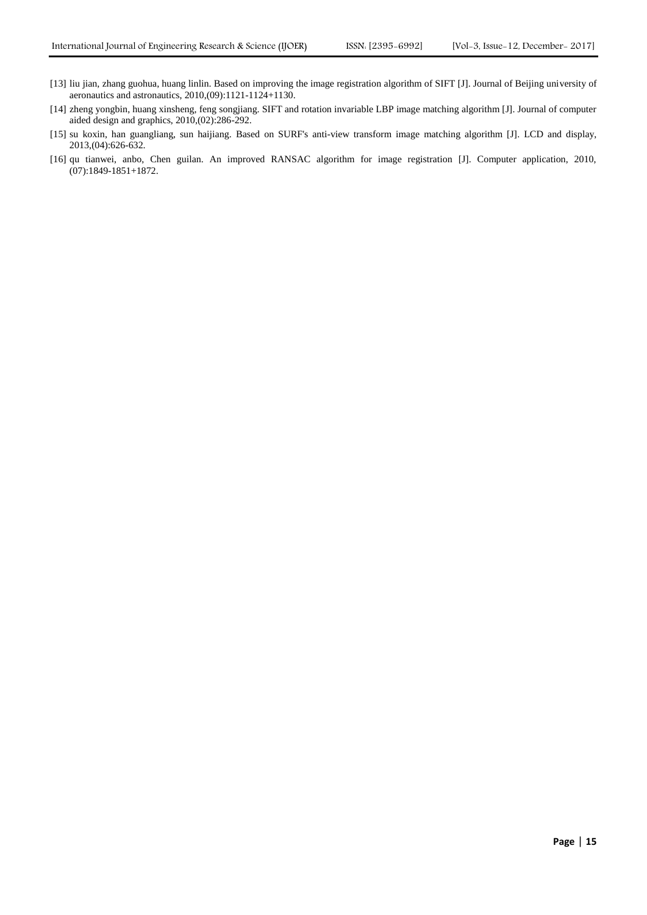[13] liu jian, zhang guohua, huang linlin. Based on improving the image registration algorithm of SIFT [J]. Journal of Beijing university of aeronautics and astronautics, 2010,(09):1121-1124+1130.

[14] zheng yongbin, huang xinsheng, feng songjiang. SIFT and rotation invariable LBP image matching algorithm [J]. Journal of computer aided design and graphics, 2010,(02):286-292.

[15] su koxin, han guangliang, sun haijiang. Based on SURF's anti-view transform image matching algorithm [J]. LCD and display, 2013,(04):626-632.

[16] qu tianwei, anbo, Chen guilan. An improved RANSAC algorithm for image registration [J]. Computer application, 2010, (07):1849-1851+1872.